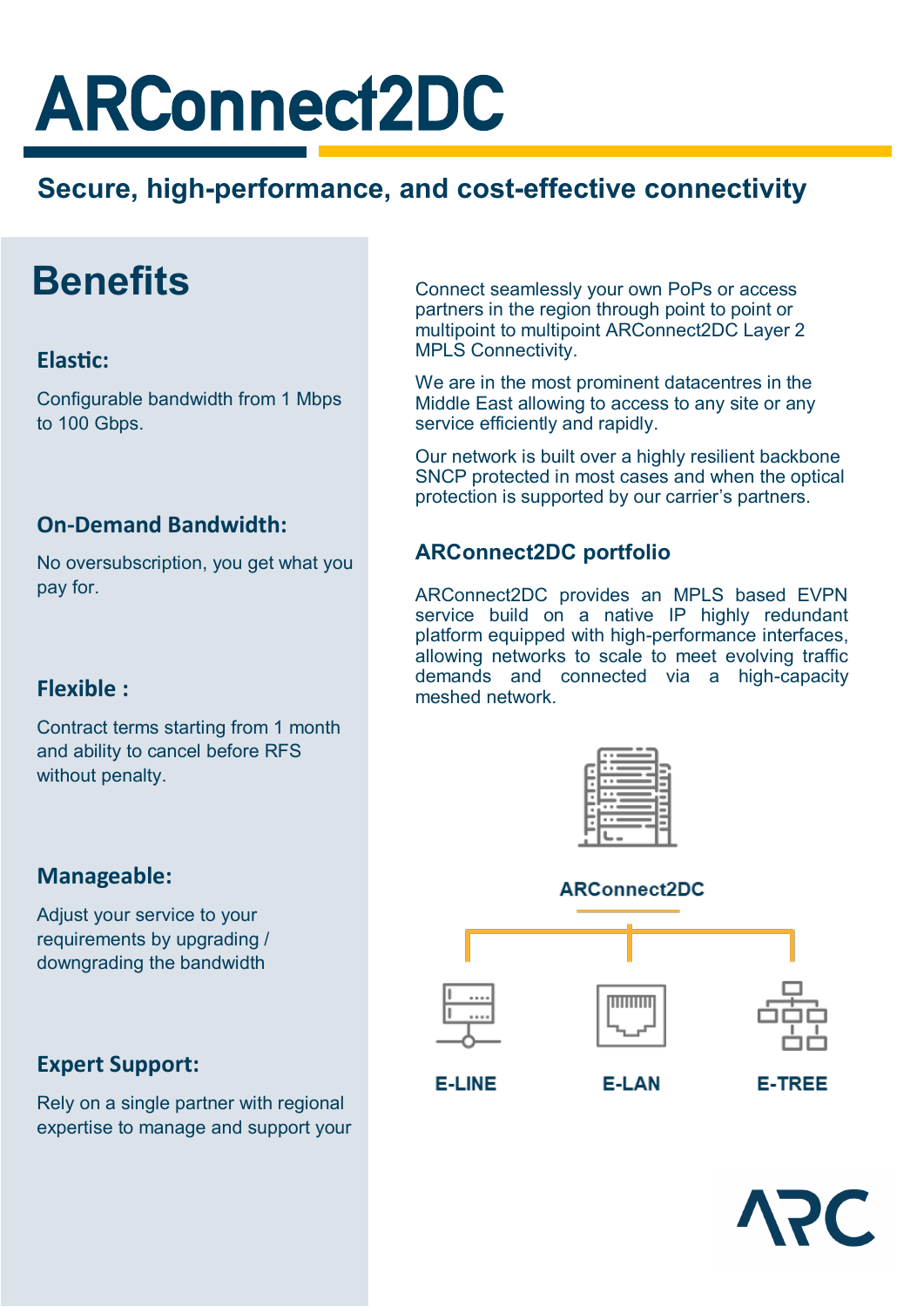# ARConnect2DC

**Secure, high-performance, and cost-effective connectivity**

## Benefits

### Elastic:

Configurable bandwidth from 1 Mbps to 100 Gbps.

### On-Demand Bandwidth:

No oversubscription, you get what you pay for.

### Flexible :

Contract terms starting from 1 month and ability to cancel before RFS without penalty.

### Manageable:

Adjust your service to your requirements by upgrading / downgrading the bandwidth

### Expert Support:

Rely on a single partner with regional expertise to manage and support your

Connect seamlessly your own PoPs or access partners in the region through point to point or multipoint to multipoint ARConnect2DC Layer 2 MPLS Connectivity.

We are in the most prominent datacentres in the Middle East allowing to access to any site or any service efficiently and rapidly.

Our network is built over a highly resilient backbone SNCP protected in most cases and when the optical protection is supported by our carrier's partners.

### ARConnect2DC portfolio

ARConnect2DC provides an MPLS based EVPN service build on a native IP highly redundant platform equipped with high-performance interfaces, allowing networks to scale to meet evolving traffic demands and connected via a high-capacity meshed network.

ARConnect2DC

E-LINE

E-LAN

E-TREE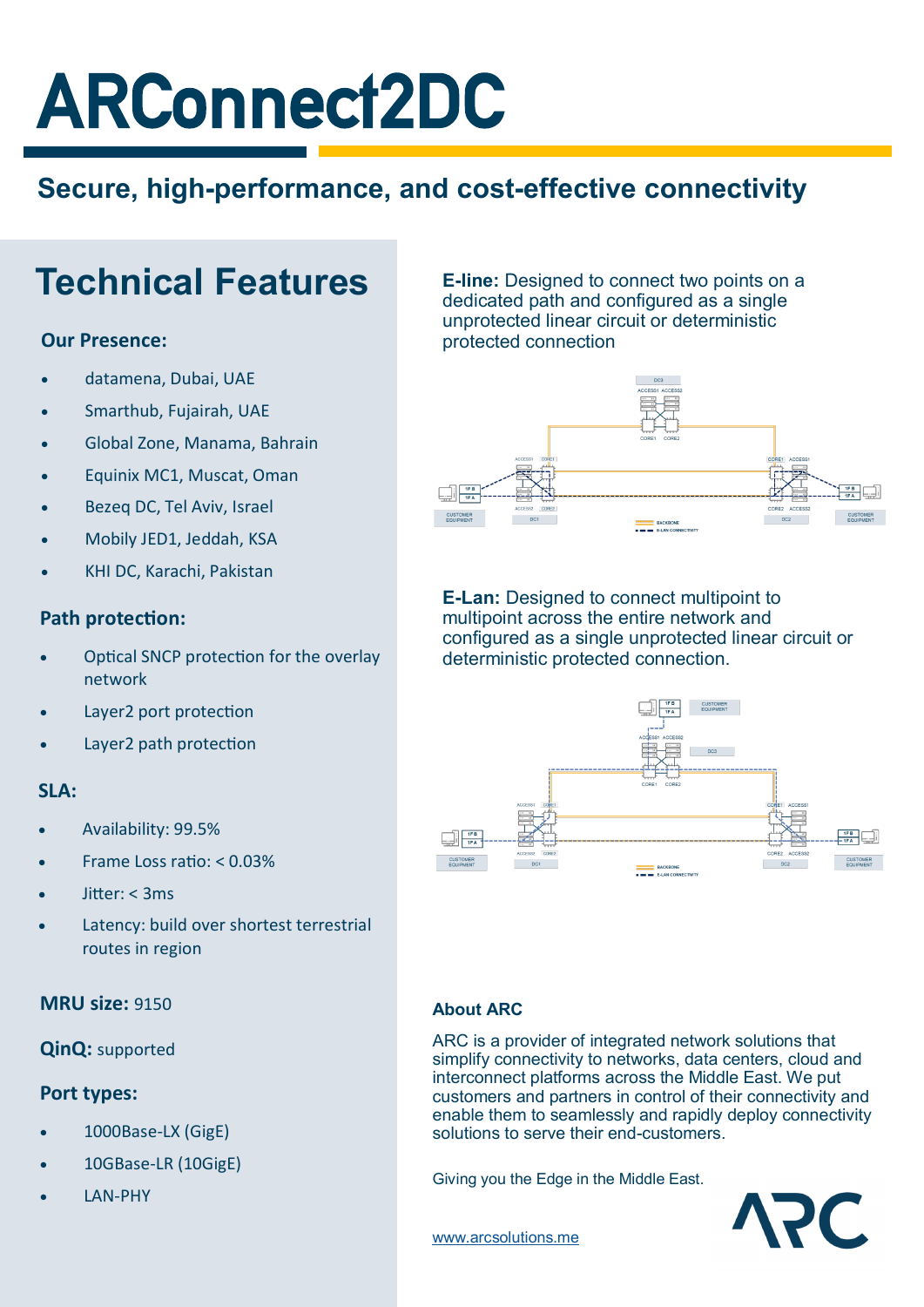# ARConnect2DC

## Secure, high-performance, and cost-effective connectivity

## Technical Features

### Our Presence:

- datamena, Dubai, UAE
- Smarthub, Fujairah, UAE
- Global Zone, Manama, Bahrain
- Equinix MC1, Muscat, Oman
- Bezeq DC, Tel Aviv, Israel
- Mobily JED1, Jeddah, KSA
- KHI DC, Karachi, Pakistan

### Path protection:

- Optical SNCP protection for the overlay network
- Layer2 port protection
- Layer2 path protection

### SLA:

- Availability: 99.5%
- Frame Loss ratio: < 0.03%
- Jitter: < 3ms
- Latency: build over shortest terrestrial routes in region

**MRU size:** 9150

**QinQ:** supported

### Port types:

- 1000Base-LX (GigE)
- 10GBase-LR (10GigE)
- LAN-PHY

**E-line:** Designed to connect two points on a dedicated path and configured as a single unprotected linear circuit or deterministic protected connection

DC3
ACCESS1 ACCESS2
CORE1 CORE2
ACCESS1 CORE1
ACCESS2 CORE2
CUSTOMER EQUIPMENT
DC1
DC2
BACKBONE
E-LAN CONNECTIVITY

**E-Lan:** Designed to connect multipoint to multipoint across the entire network and configured as a single unprotected linear circuit or deterministic protected connection.

CUSTOMER EQUIPMENT
ACCESS1 ACCESS2
DC3
CORE1 CORE2
CUSTOMER EQUIPMENT
DC1
DC2
BACKBONE
E-LAN CONNECTIVITY

### About ARC

ARC is a provider of integrated network solutions that simplify connectivity to networks, data centers, cloud and interconnect platforms across the Middle East. We put customers and partners in control of their connectivity and enable them to seamlessly and rapidly deploy connectivity solutions to serve their end-customers.

Giving you the Edge in the Middle East.

www.arcsolutions.me

ARC